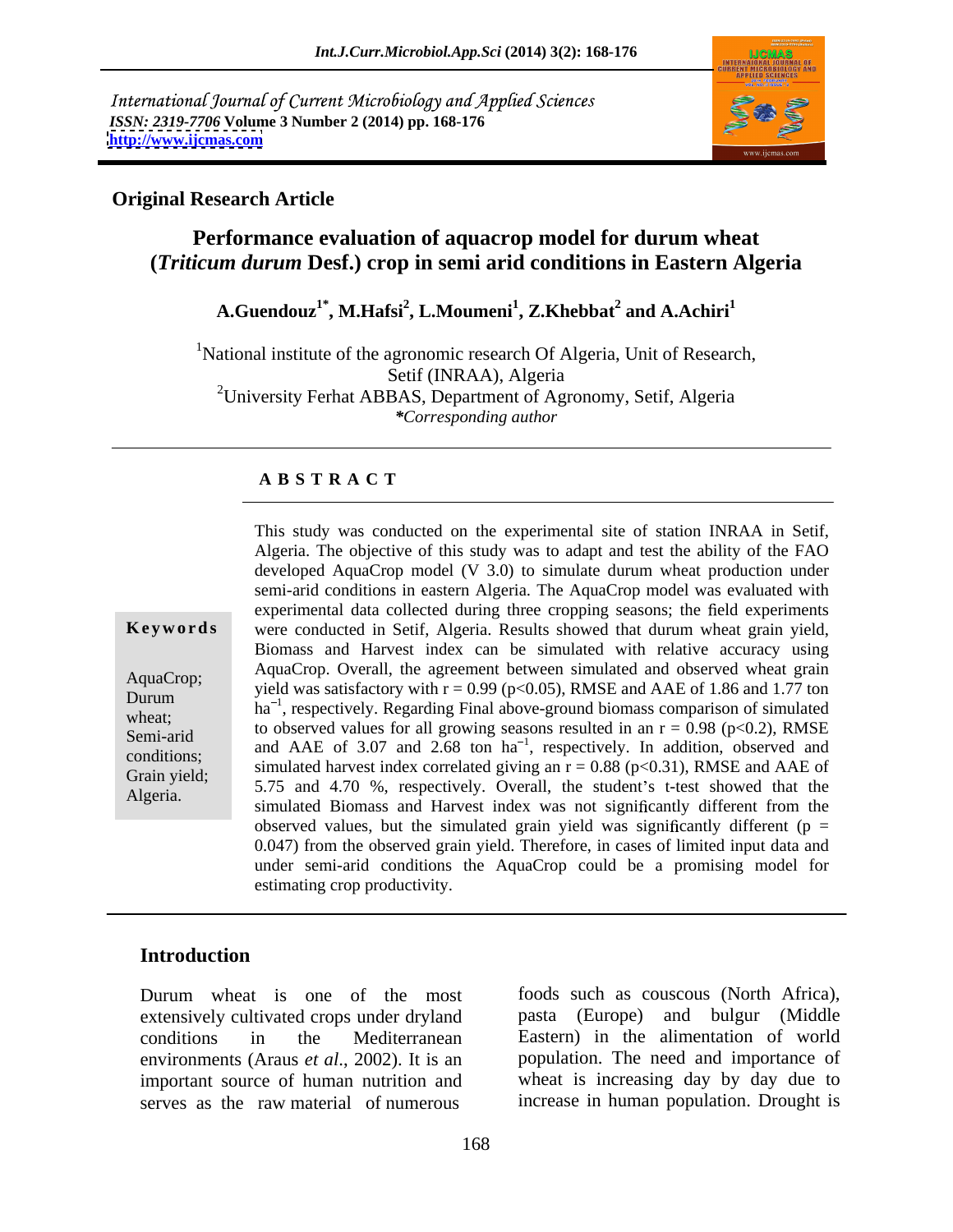International Journal of Current Microbiology and Applied Sciences
*ISSN: 2319-7706* **Volume 3 Number 2 (2014) pp. 168-176**
**http://www.ijcmas.com**

**Original Research Article**

# Performance evaluation of aquacrop model for durum wheat (*Triticum durum* Desf.) crop in semi arid conditions in Eastern Algeria

**A.Guendouz[1*], M.Hafsi[2], L.Moumeni[1], Z.Khebbat[2] and A.Achiri[1]**

[1]National institute of the agronomic research Of Algeria, Unit of Research, Setif (INRAA), Algeria
[2]University Ferhat ABBAS, Department of Agronomy, Setif, Algeria
*\*Corresponding author*

## ABSTRACT

**Keywords**

AquaCrop; Durum wheat; Semi-arid conditions; Grain yield; Algeria.

This study was conducted on the experimental site of station INRAA in Setif, Algeria. The objective of this study was to adapt and test the ability of the FAO developed AquaCrop model (V 3.0) to simulate durum wheat production under semi-arid conditions in eastern Algeria. The AquaCrop model was evaluated with experimental data collected during three cropping seasons; the field experiments were conducted in Setif, Algeria. Results showed that durum wheat grain yield, Biomass and Harvest index can be simulated with relative accuracy using AquaCrop. Overall, the agreement between simulated and observed wheat grain yield was satisfactory with r = 0.99 ($p<0.05$), RMSE and AAE of 1.86 and 1.77 ton $ha^{-1}$, respectively. Regarding Final above-ground biomass comparison of simulated to observed values for all growing seasons resulted in an r = 0.98 ($p<0.2$), RMSE and AAE of 3.07 and 2.68 ton $ha^{-1}$, respectively. In addition, observed and simulated harvest index correlated giving an r = 0.88 ($p<0.31$), RMSE and AAE of 5.75 and 4.70 %, respectively. Overall, the student's t-test showed that the simulated Biomass and Harvest index was not significantly different from the observed values, but the simulated grain yield was significantly different (p = 0.047) from the observed grain yield. Therefore, in cases of limited input data and under semi-arid conditions the AquaCrop could be a promising model for estimating crop productivity.

## Introduction

Durum wheat is one of the most extensively cultivated crops under dryland conditions in the Mediterranean environments (Araus *et al*., 2002). It is an important source of human nutrition and serves as the raw material of numerous foods such as couscous (North Africa), pasta (Europe) and bulgur (Middle Eastern) in the alimentation of world population. The need and importance of wheat is increasing day by day due to increase in human population. Drought is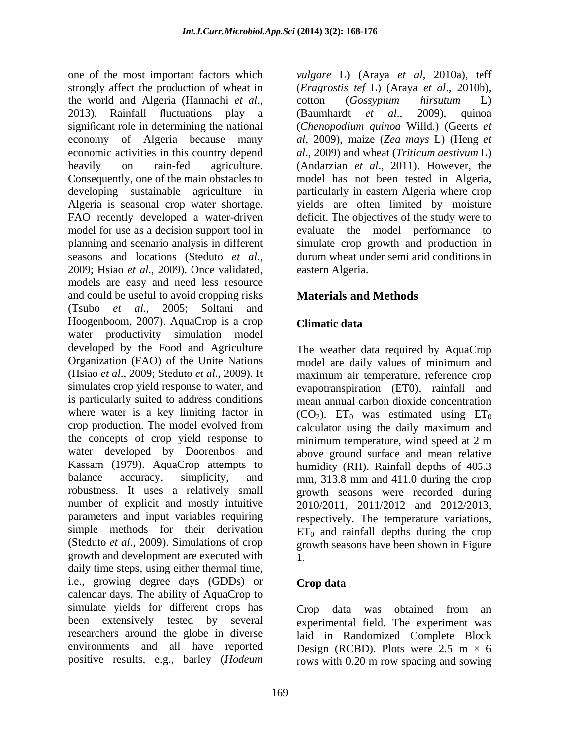one of the most important factors which strongly affect the production of wheat in the world and Algeria (Hannachi *et al*., 2013). Rainfall fluctuations play a significant role in determining the national economy of Algeria because many economic activities in this country depend heavily on rain-fed agriculture. Consequently, one of the main obstacles to developing sustainable agriculture in Algeria is seasonal crop water shortage. FAO recently developed a water-driven model for use as a decision support tool in planning and scenario analysis in different seasons and locations (Steduto *et al*., 2009; Hsiao *et al*., 2009). Once validated, models are easy and need less resource and could be useful to avoid cropping risks (Tsubo *et al*., 2005; Soltani and Hoogenboom, 2007). AquaCrop is a crop water productivity simulation model developed by the Food and Agriculture Organization (FAO) of the Unite Nations (Hsiao *et al*., 2009; Steduto *et al*., 2009). It simulates crop yield response to water, and is particularly suited to address conditions where water is a key limiting factor in crop production. The model evolved from the concepts of crop yield response to water developed by Doorenbos and Kassam (1979). AquaCrop attempts to balance accuracy, simplicity, and robustness. It uses a relatively small number of explicit and mostly intuitive parameters and input variables requiring simple methods for their derivation (Steduto *et al*., 2009). Simulations of crop growth and development are executed with daily time steps, using either thermal time, i.e., growing degree days (GDDs) or calendar days. The ability of AquaCrop to simulate yields for different crops has been extensively tested by several researchers around the globe in diverse environments and all have reported positive results, e.g., barley (*Hodeum vulgare* L) (Araya *et al*, 2010a), teff (*Eragrostis tef* L) (Araya *et al*., 2010b), cotton (*Gossypium hirsutum* L) (Baumhardt *et al*., 2009), quinoa (*Chenopodium quinoa* Willd.) (Geerts *et al*, 2009), maize (*Zea mays* L) (Heng *et al*., 2009) and wheat (*Triticum aestivum* L) (Andarzian *et al*., 2011). However, the model has not been tested in Algeria, particularly in eastern Algeria where crop yields are often limited by moisture deficit. The objectives of the study were to evaluate the model performance to simulate crop growth and production in durum wheat under semi arid conditions in eastern Algeria.

## Materials and Methods

### Climatic data

The weather data required by AquaCrop model are daily values of minimum and maximum air temperature, reference crop evapotranspiration (ET0), rainfall and mean annual carbon dioxide concentration ($CO_2$). $ET_0$ was estimated using $ET_0$ calculator using the daily maximum and minimum temperature, wind speed at 2 m above ground surface and mean relative humidity (RH). Rainfall depths of 405.3 mm, 313.8 mm and 411.0 during the crop growth seasons were recorded during 2010/2011, 2011/2012 and 2012/2013, respectively. The temperature variations, $ET_0$ and rainfall depths during the crop growth seasons have been shown in Figure 1.

### Crop data

Crop data was obtained from an experimental field. The experiment was laid in Randomized Complete Block Design (RCBD). Plots were 2.5 m × 6 rows with 0.20 m row spacing and sowing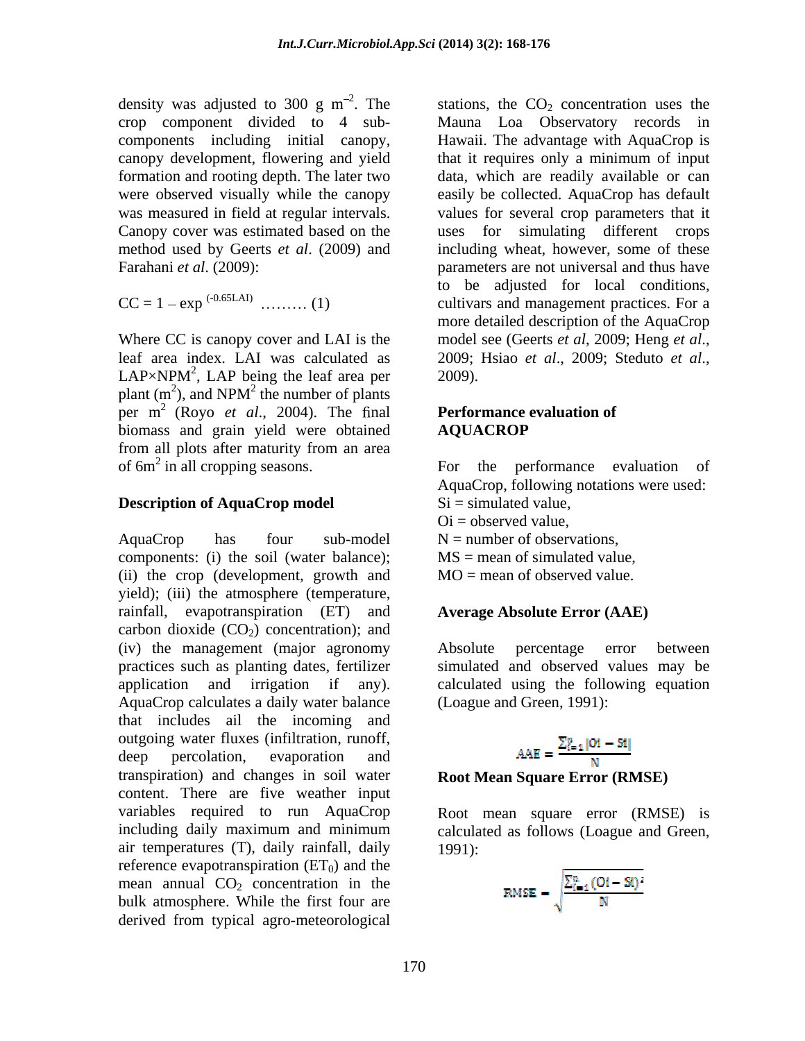density was adjusted to 300 g $m^{-2}$. The crop component divided to 4 sub-components including initial canopy, canopy development, flowering and yield formation and rooting depth. The later two were observed visually while the canopy was measured in field at regular intervals. Canopy cover was estimated based on the method used by Geerts *et al*. (2009) and Farahani *et al*. (2009):

$$CC = 1 - \exp^{(-0.65LAI)} \quad \ldots\ldots\ldots (1)$$

Where CC is canopy cover and LAI is the leaf area index. LAI was calculated as LAP×$NPM^2$, LAP being the leaf area per plant ($m^2$), and $NPM^2$ the number of plants per $m^2$ (Royo *et al*., 2004). The final biomass and grain yield were obtained from all plots after maturity from an area of $6m^2$ in all cropping seasons.

### Description of AquaCrop model

AquaCrop has four sub-model components: (i) the soil (water balance); (ii) the crop (development, growth and yield); (iii) the atmosphere (temperature, rainfall, evapotranspiration (ET) and carbon dioxide ($CO_2$) concentration); and (iv) the management (major agronomy practices such as planting dates, fertilizer application and irrigation if any). AquaCrop calculates a daily water balance that includes ail the incoming and outgoing water fluxes (infiltration, runoff, deep percolation, evaporation and transpiration) and changes in soil water content. There are five weather input variables required to run AquaCrop including daily maximum and minimum air temperatures (T), daily rainfall, daily reference evapotranspiration ($ET_0$) and the mean annual $CO_2$ concentration in the bulk atmosphere. While the first four are derived from typical agro-meteorological stations, the $CO_2$ concentration uses the Mauna Loa Observatory records in Hawaii. The advantage with AquaCrop is that it requires only a minimum of input data, which are readily available or can easily be collected. AquaCrop has default values for several crop parameters that it uses for simulating different crops including wheat, however, some of these parameters are not universal and thus have to be adjusted for local conditions, cultivars and management practices. For a more detailed description of the AquaCrop model see (Geerts *et al*, 2009; Heng *et al*., 2009; Hsiao *et al*., 2009; Steduto *et al*., 2009).

### Performance evaluation of AQUACROP

For the performance evaluation of AquaCrop, following notations were used:
Si = simulated value,
Oi = observed value,
N = number of observations,
MS = mean of simulated value,
MO = mean of observed value.

### Average Absolute Error (AAE)

Absolute percentage error between simulated and observed values may be calculated using the following equation (Loague and Green, 1991):

$$AAE = \frac{\sum_{i=1}^{n} |Oi - Si|}{N}$$

### Root Mean Square Error (RMSE)

Root mean square error (RMSE) is calculated as follows (Loague and Green, 1991):

$$RMSE = \sqrt{\frac{\sum_{i=1}^{n} (Oi - Si)^2}{N}}$$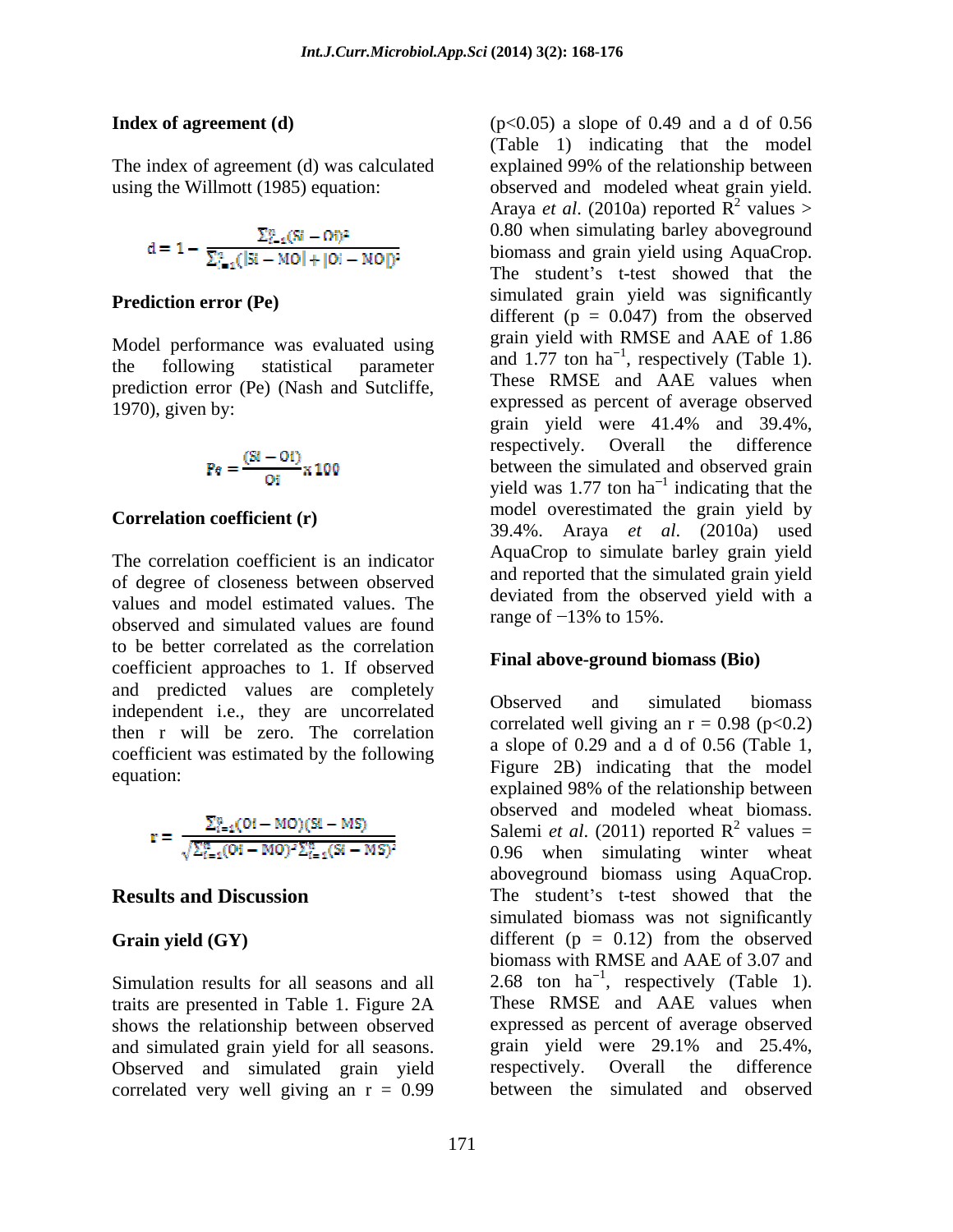### Index of agreement (d)

The index of agreement (d) was calculated using the Willmott (1985) equation:

$$d = 1 - \frac{\sum_{i=1}^{n}(Si - Oi)^2}{\sum_{i=1}^{n}(|Si - MO| + |Oi - MO|)^2}$$

### Prediction error (Pe)

Model performance was evaluated using the following statistical parameter prediction error (Pe) (Nash and Sutcliffe, 1970), given by:

$$Pe = \frac{(Si - Oi)}{Oi} x\, 100$$

### Correlation coefficient (r)

The correlation coefficient is an indicator of degree of closeness between observed values and model estimated values. The observed and simulated values are found to be better correlated as the correlation coefficient approaches to 1. If observed and predicted values are completely independent i.e., they are uncorrelated then r will be zero. The correlation coefficient was estimated by the following equation:

$$r = \frac{\sum_{i=1}^{n}(Oi - MO)(Si - MS)}{\sqrt{\sum_{i=1}^{n}(Oi - MO)^2 \sum_{i=1}^{n}(Si - MS)^2}}$$

## Results and Discussion

### Grain yield (GY)

Simulation results for all seasons and all traits are presented in Table 1. Figure 2A shows the relationship between observed and simulated grain yield for all seasons. Observed and simulated grain yield correlated very well giving an r = 0.99 ($p<0.05$) a slope of 0.49 and a d of 0.56 (Table 1) indicating that the model explained 99% of the relationship between observed and modeled wheat grain yield. Araya *et al*. (2010a) reported $R^2$ values > 0.80 when simulating barley aboveground biomass and grain yield using AquaCrop. The student's t-test showed that the simulated grain yield was significantly different ($p = 0.047$) from the observed grain yield with RMSE and AAE of 1.86 and 1.77 ton $ha^{-1}$, respectively (Table 1). These RMSE and AAE values when expressed as percent of average observed grain yield were 41.4% and 39.4%, respectively. Overall the difference between the simulated and observed grain yield was 1.77 ton $ha^{-1}$ indicating that the model overestimated the grain yield by 39.4%. Araya *et al*. (2010a) used AquaCrop to simulate barley grain yield and reported that the simulated grain yield deviated from the observed yield with a range of −13% to 15%.

### Final above-ground biomass (Bio)

Observed and simulated biomass correlated well giving an r = 0.98 ($p<0.2$) a slope of 0.29 and a d of 0.56 (Table 1, Figure 2B) indicating that the model explained 98% of the relationship between observed and modeled wheat biomass. Salemi *et al*. (2011) reported $R^2$ values = 0.96 when simulating winter wheat aboveground biomass using AquaCrop. The student's t-test showed that the simulated biomass was not significantly different ($p = 0.12$) from the observed biomass with RMSE and AAE of 3.07 and 2.68 ton $ha^{-1}$, respectively (Table 1). These RMSE and AAE values when expressed as percent of average observed grain yield were 29.1% and 25.4%, respectively. Overall the difference between the simulated and observed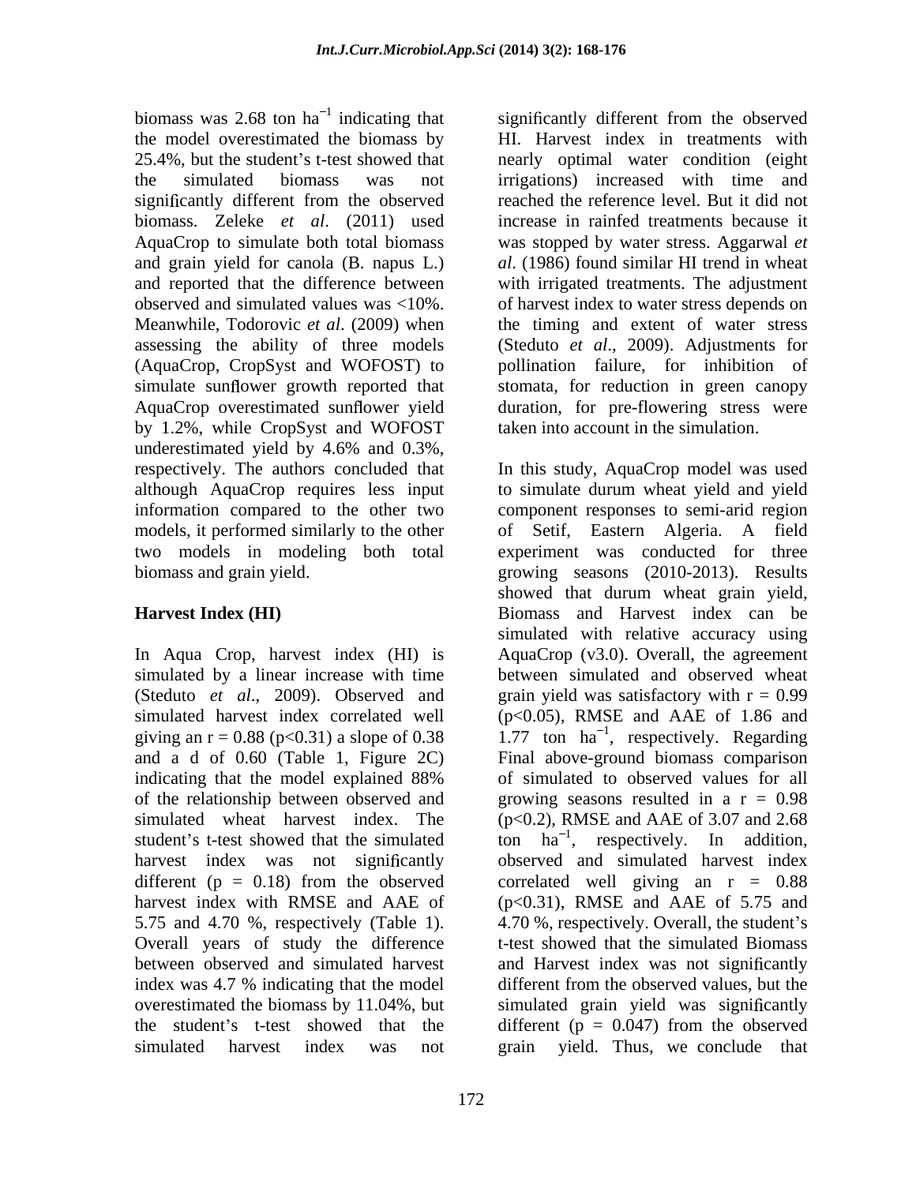biomass was 2.68 ton $ha^{-1}$ indicating that the model overestimated the biomass by 25.4%, but the student's t-test showed that the simulated biomass was not significantly different from the observed biomass. Zeleke *et al*. (2011) used AquaCrop to simulate both total biomass and grain yield for canola (B. napus L.) and reported that the difference between observed and simulated values was <10%. Meanwhile, Todorovic *et al*. (2009) when assessing the ability of three models (AquaCrop, CropSyst and WOFOST) to simulate sunflower growth reported that AquaCrop overestimated sunflower yield by 1.2%, while CropSyst and WOFOST underestimated yield by 4.6% and 0.3%, respectively. The authors concluded that although AquaCrop requires less input information compared to the other two models, it performed similarly to the other two models in modeling both total biomass and grain yield.

**Harvest Index (HI)**

In Aqua Crop, harvest index (HI) is simulated by a linear increase with time (Steduto *et al*., 2009). Observed and simulated harvest index correlated well giving an $r = 0.88$ ($p<0.31$) a slope of 0.38 and a d of 0.60 (Table 1, Figure 2C) indicating that the model explained 88% of the relationship between observed and simulated wheat harvest index. The student's t-test showed that the simulated harvest index was not significantly different ($p = 0.18$) from the observed harvest index with RMSE and AAE of 5.75 and 4.70 %, respectively (Table 1). Overall years of study the difference between observed and simulated harvest index was 4.7 % indicating that the model overestimated the biomass by 11.04%, but the student's t-test showed that the simulated harvest index was not significantly different from the observed HI. Harvest index in treatments with nearly optimal water condition (eight irrigations) increased with time and reached the reference level. But it did not increase in rainfed treatments because it was stopped by water stress. Aggarwal *et al*. (1986) found similar HI trend in wheat with irrigated treatments. The adjustment of harvest index to water stress depends on the timing and extent of water stress (Steduto *et al*., 2009). Adjustments for pollination failure, for inhibition of stomata, for reduction in green canopy duration, for pre-flowering stress were taken into account in the simulation.

In this study, AquaCrop model was used to simulate durum wheat yield and yield component responses to semi-arid region of Setif, Eastern Algeria. A field experiment was conducted for three growing seasons (2010-2013). Results showed that durum wheat grain yield, Biomass and Harvest index can be simulated with relative accuracy using AquaCrop (v3.0). Overall, the agreement between simulated and observed wheat grain yield was satisfactory with $r = 0.99$ ($p<0.05$), RMSE and AAE of 1.86 and 1.77 ton $ha^{-1}$, respectively. Regarding Final above-ground biomass comparison of simulated to observed values for all growing seasons resulted in a $r = 0.98$ ($p<0.2$), RMSE and AAE of 3.07 and 2.68 ton $ha^{-1}$, respectively. In addition, observed and simulated harvest index correlated well giving an $r = 0.88$ ($p<0.31$), RMSE and AAE of 5.75 and 4.70 %, respectively. Overall, the student's t-test showed that the simulated Biomass and Harvest index was not significantly different from the observed values, but the simulated grain yield was significantly different ($p = 0.047$) from the observed grain yield. Thus, we conclude that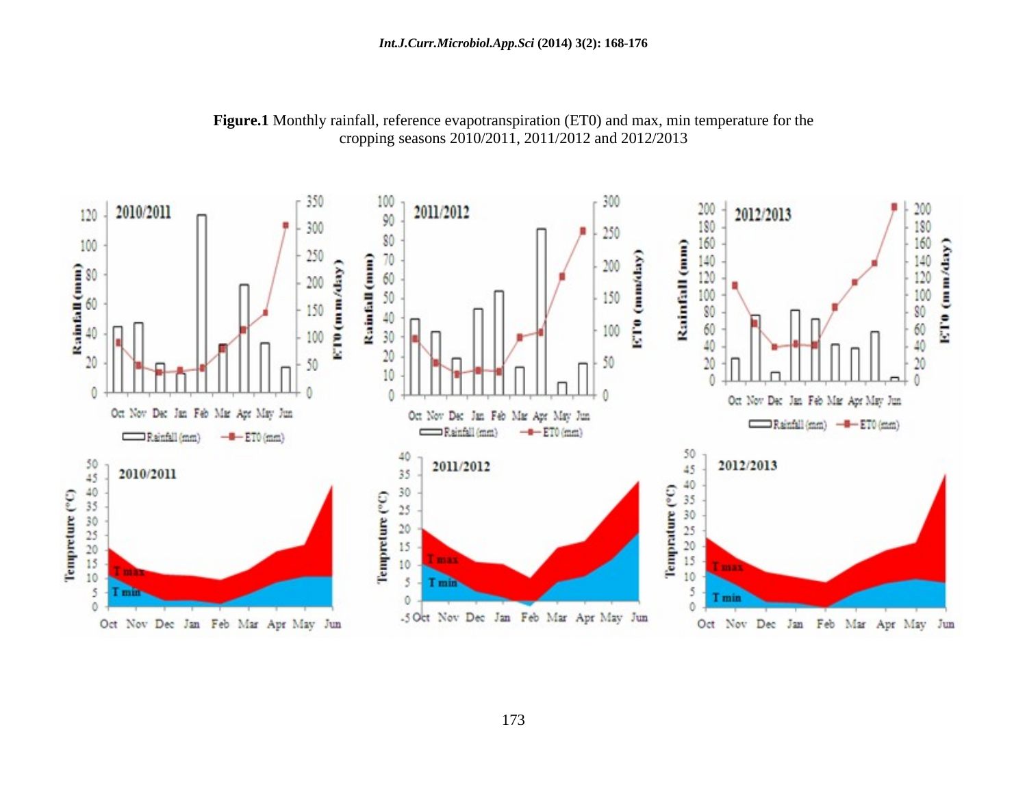**Figure.1** Monthly rainfall, reference evapotranspiration (ET0) and max, min temperature for the cropping seasons 2010/2011, 2011/2012 and 2012/2013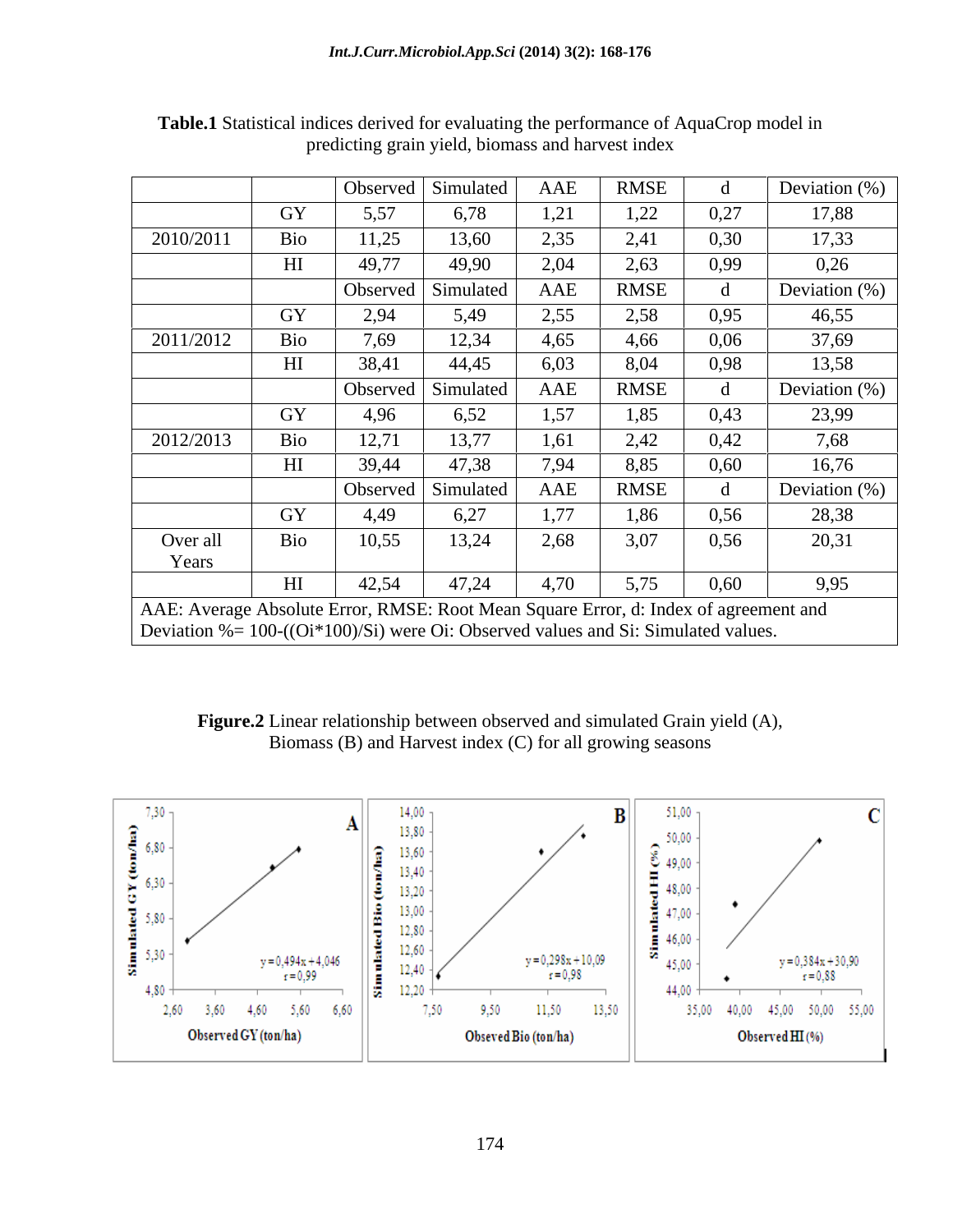**Table.1** Statistical indices derived for evaluating the performance of AquaCrop model in predicting grain yield, biomass and harvest index

| | | Observed | Simulated | AAE | RMSE | d | Deviation (%) |
|---|---|---|---|---|---|---|---|
| | GY | 5,57 | 6,78 | 1,21 | 1,22 | 0,27 | 17,88 |
| 2010/2011 | Bio | 11,25 | 13,60 | 2,35 | 2,41 | 0,30 | 17,33 |
| | HI | 49,77 | 49,90 | 2,04 | 2,63 | 0,99 | 0,26 |
| | | Observed | Simulated | AAE | RMSE | d | Deviation (%) |
| | GY | 2,94 | 5,49 | 2,55 | 2,58 | 0,95 | 46,55 |
| 2011/2012 | Bio | 7,69 | 12,34 | 4,65 | 4,66 | 0,06 | 37,69 |
| | HI | 38,41 | 44,45 | 6,03 | 8,04 | 0,98 | 13,58 |
| | | Observed | Simulated | AAE | RMSE | d | Deviation (%) |
| | GY | 4,96 | 6,52 | 1,57 | 1,85 | 0,43 | 23,99 |
| 2012/2013 | Bio | 12,71 | 13,77 | 1,61 | 2,42 | 0,42 | 7,68 |
| | HI | 39,44 | 47,38 | 7,94 | 8,85 | 0,60 | 16,76 |
| | | Observed | Simulated | AAE | RMSE | d | Deviation (%) |
| | GY | 4,49 | 6,27 | 1,77 | 1,86 | 0,56 | 28,38 |
| Over all Years | Bio | 10,55 | 13,24 | 2,68 | 3,07 | 0,56 | 20,31 |
| | HI | 42,54 | 47,24 | 4,70 | 5,75 | 0,60 | 9,95 |

AAE: Average Absolute Error, RMSE: Root Mean Square Error, d: Index of agreement and Deviation %= 100-((Oi*100)/Si) were Oi: Observed values and Si: Simulated values.

**Figure.2** Linear relationship between observed and simulated Grain yield (A), Biomass (B) and Harvest index (C) for all growing seasons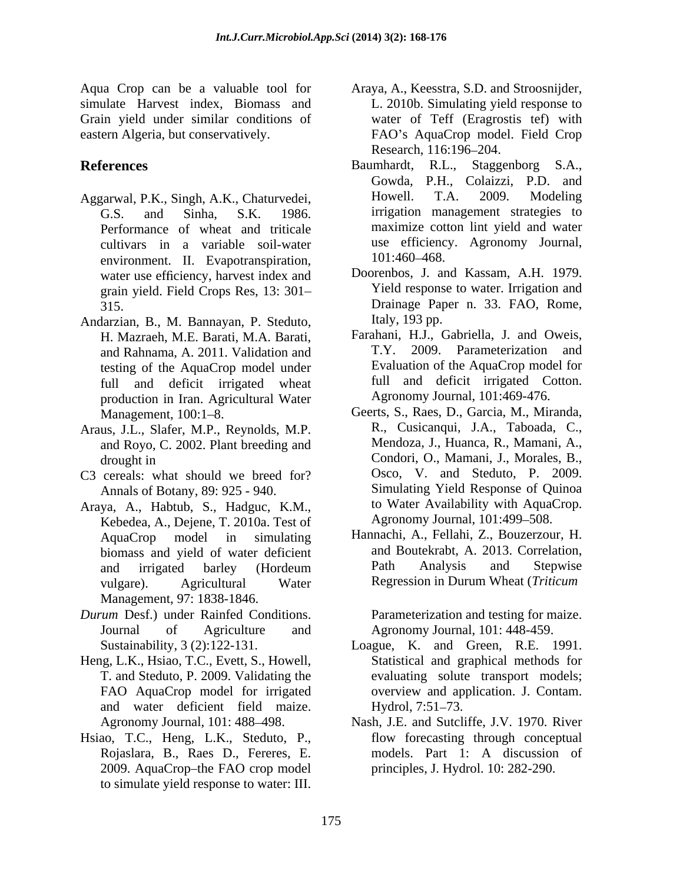Aqua Crop can be a valuable tool for simulate Harvest index, Biomass and Grain yield under similar conditions of eastern Algeria, but conservatively.

## References

Aggarwal, P.K., Singh, A.K., Chaturvedei, G.S. and Sinha, S.K. 1986. Performance of wheat and triticale cultivars in a variable soil-water environment. II. Evapotranspiration, water use efficiency, harvest index and grain yield. Field Crops Res, 13: 301–315.

Andarzian, B., M. Bannayan, P. Steduto, H. Mazraeh, M.E. Barati, M.A. Barati, and Rahnama, A. 2011. Validation and testing of the AquaCrop model under full and deficit irrigated wheat production in Iran. Agricultural Water Management, 100:1–8.

Araus, J.L., Slafer, M.P., Reynolds, M.P. and Royo, C. 2002. Plant breeding and drought in

C3 cereals: what should we breed for? Annals of Botany, 89: 925 - 940.

Araya, A., Habtub, S., Hadguc, K.M., Kebedea, A., Dejene, T. 2010a. Test of AquaCrop model in simulating biomass and yield of water deficient and irrigated barley (Hordeum vulgare). Agricultural Water Management, 97: 1838-1846.

Araya, A., Keesstra, S.D. and Stroosnijder, L. 2010b. Simulating yield response to water of Teff (Eragrostis tef) with FAO's AquaCrop model. Field Crop Research, 116:196–204.

Baumhardt, R.L., Staggenborg S.A., Gowda, P.H., Colaizzi, P.D. and Howell. T.A. 2009. Modeling irrigation management strategies to maximize cotton lint yield and water use efficiency. Agronomy Journal, 101:460–468.

Doorenbos, J. and Kassam, A.H. 1979. Yield response to water. Irrigation and Drainage Paper n. 33. FAO, Rome, Italy, 193 pp.

Farahani, H.J., Gabriella, J. and Oweis, T.Y. 2009. Parameterization and Evaluation of the AquaCrop model for full and deficit irrigated Cotton. Agronomy Journal, 101:469-476.

Geerts, S., Raes, D., Garcia, M., Miranda, R., Cusicanqui, J.A., Taboada, C., Mendoza, J., Huanca, R., Mamani, A., Condori, O., Mamani, J., Morales, B., Osco, V. and Steduto, P. 2009. Simulating Yield Response of Quinoa to Water Availability with AquaCrop. Agronomy Journal, 101:499–508.

Hannachi, A., Fellahi, Z., Bouzerzour, H. and Boutekrabt, A. 2013. Correlation, Path Analysis and Stepwise Regression in Durum Wheat (*Triticum Durum* Desf.) under Rainfed Conditions. Journal of Agriculture and Sustainability, 3 (2):122-131.

Heng, L.K., Hsiao, T.C., Evett, S., Howell, T. and Steduto, P. 2009. Validating the FAO AquaCrop model for irrigated and water deficient field maize. Agronomy Journal, 101: 488–498.

Hsiao, T.C., Heng, L.K., Steduto, P., Rojaslara, B., Raes D., Fereres, E. 2009. AquaCrop–the FAO crop model to simulate yield response to water: III. Parameterization and testing for maize. Agronomy Journal, 101: 448-459.

Loague, K. and Green, R.E. 1991. Statistical and graphical methods for evaluating solute transport models; overview and application. J. Contam. Hydrol, 7:51–73.

Nash, J.E. and Sutcliffe, J.V. 1970. River flow forecasting through conceptual models. Part 1: A discussion of principles, J. Hydrol. 10: 282-290.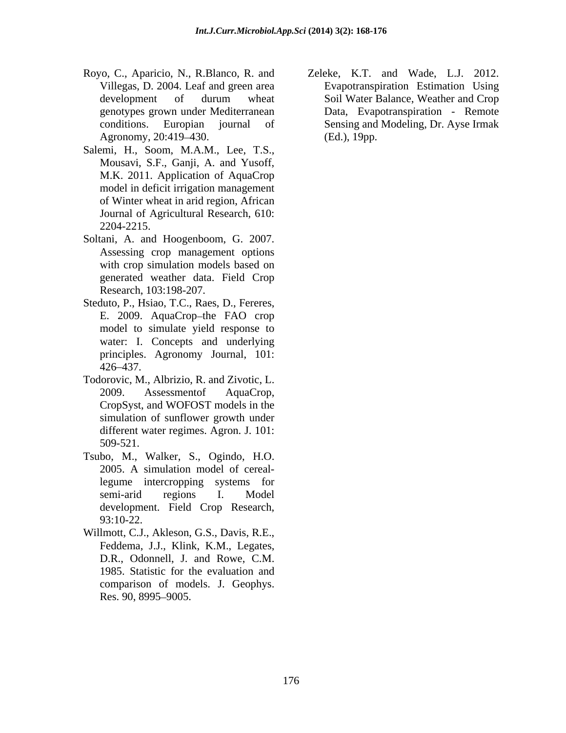Royo, C., Aparicio, N., R.Blanco, R. and Villegas, D. 2004. Leaf and green area development of durum wheat genotypes grown under Mediterranean conditions. Europian journal of Agronomy, 20:419–430.

Salemi, H., Soom, M.A.M., Lee, T.S., Mousavi, S.F., Ganji, A. and Yusoff, M.K. 2011. Application of AquaCrop model in deficit irrigation management of Winter wheat in arid region, African Journal of Agricultural Research, 610: 2204-2215.

Soltani, A. and Hoogenboom, G. 2007. Assessing crop management options with crop simulation models based on generated weather data. Field Crop Research, 103:198-207.

Steduto, P., Hsiao, T.C., Raes, D., Fereres, E. 2009. AquaCrop–the FAO crop model to simulate yield response to water: I. Concepts and underlying principles. Agronomy Journal, 101: 426–437.

Todorovic, M., Albrizio, R. and Zivotic, L. 2009. Assessmentof AquaCrop, CropSyst, and WOFOST models in the simulation of sunflower growth under different water regimes. Agron. J. 101: 509-521.

Tsubo, M., Walker, S., Ogindo, H.O. 2005. A simulation model of cereal-legume intercropping systems for semi-arid regions I. Model development. Field Crop Research, 93:10-22.

Willmott, C.J., Akleson, G.S., Davis, R.E., Feddema, J.J., Klink, K.M., Legates, D.R., Odonnell, J. and Rowe, C.M. 1985. Statistic for the evaluation and comparison of models. J. Geophys. Res. 90, 8995–9005.

Zeleke, K.T. and Wade, L.J. 2012. Evapotranspiration Estimation Using Soil Water Balance, Weather and Crop Data, Evapotranspiration - Remote Sensing and Modeling, Dr. Ayse Irmak (Ed.), 19pp.